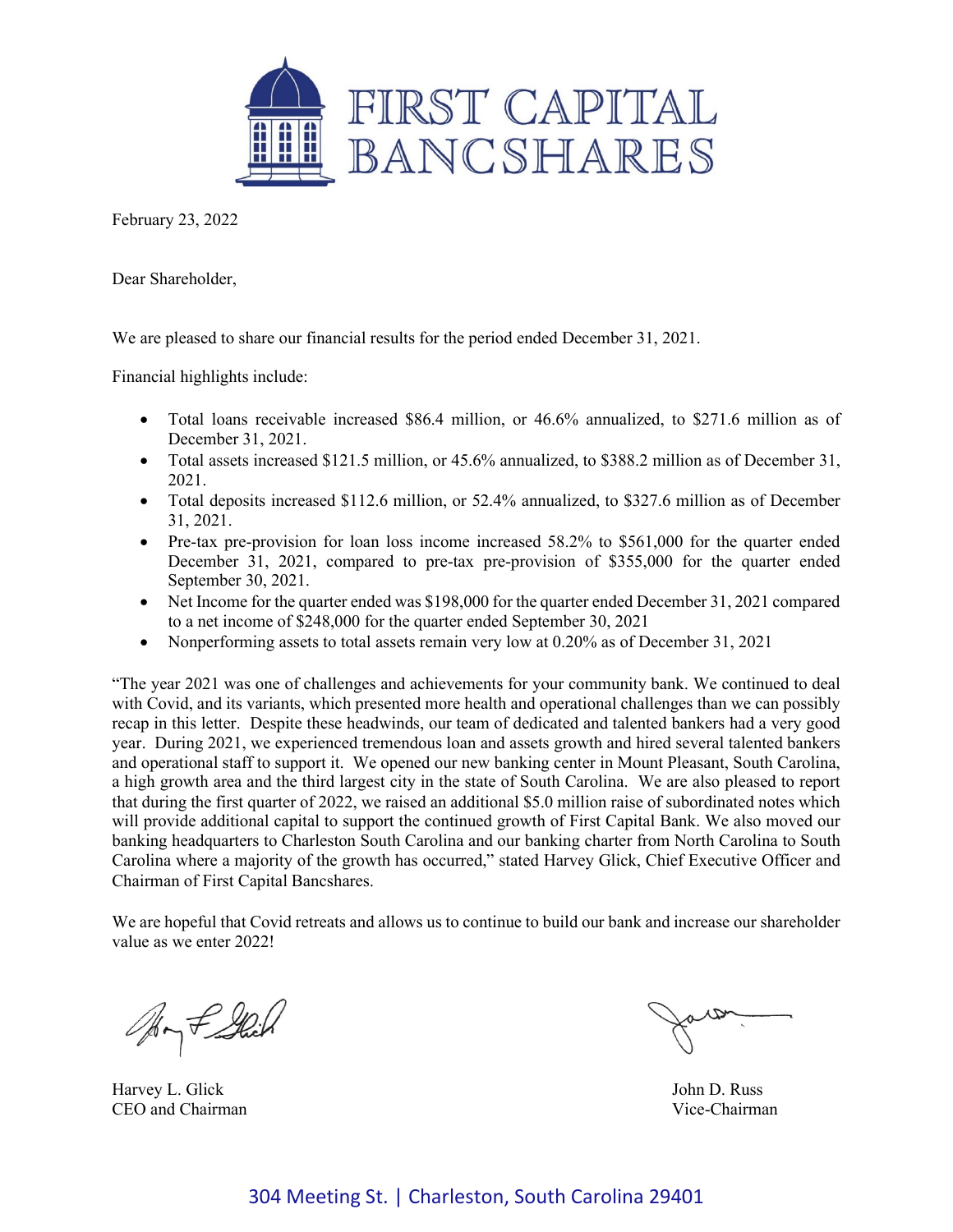# FIRST CAPITAL BANCSHARES

February 23, 2022

Dear Shareholder,

We are pleased to share our financial results for the period ended December 31, 2021.

Financial highlights include:

- Total loans receivable increased $86.4 million, or 46.6% annualized, to $271.6 million as of December 31, 2021.
- Total assets increased $121.5 million, or 45.6% annualized, to $388.2 million as of December 31, 2021.
- Total deposits increased $112.6 million, or 52.4% annualized, to $327.6 million as of December 31, 2021.
- Pre-tax pre-provision for loan loss income increased 58.2% to $561,000 for the quarter ended December 31, 2021, compared to pre-tax pre-provision of $355,000 for the quarter ended September 30, 2021.
- Net Income for the quarter ended was $198,000 for the quarter ended December 31, 2021 compared to a net income of $248,000 for the quarter ended September 30, 2021
- Nonperforming assets to total assets remain very low at 0.20% as of December 31, 2021

"The year 2021 was one of challenges and achievements for your community bank. We continued to deal with Covid, and its variants, which presented more health and operational challenges than we can possibly recap in this letter. Despite these headwinds, our team of dedicated and talented bankers had a very good year. During 2021, we experienced tremendous loan and assets growth and hired several talented bankers and operational staff to support it. We opened our new banking center in Mount Pleasant, South Carolina, a high growth area and the third largest city in the state of South Carolina. We are also pleased to report that during the first quarter of 2022, we raised an additional $5.0 million raise of subordinated notes which will provide additional capital to support the continued growth of First Capital Bank. We also moved our banking headquarters to Charleston South Carolina and our banking charter from North Carolina to South Carolina where a majority of the growth has occurred," stated Harvey Glick, Chief Executive Officer and Chairman of First Capital Bancshares.

We are hopeful that Covid retreats and allows us to continue to build our bank and increase our shareholder value as we enter 2022!

Harvey L. Glick
CEO and Chairman

John D. Russ
Vice-Chairman

304 Meeting St. | Charleston, South Carolina 29401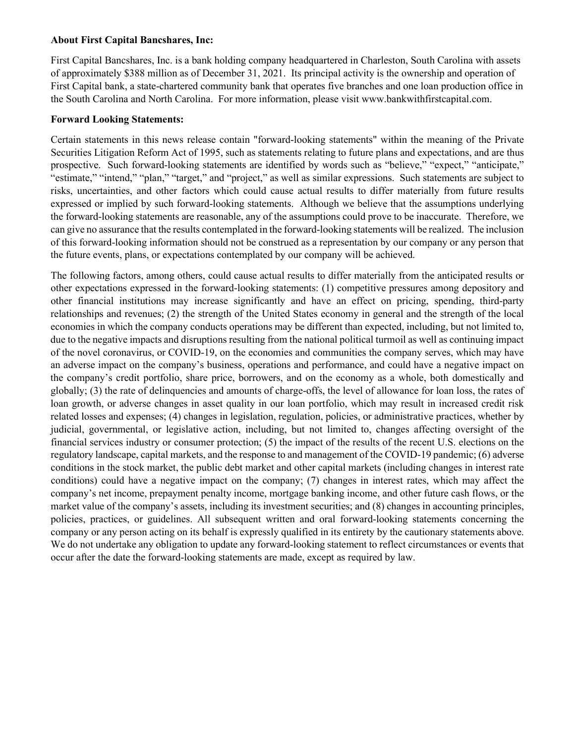**About First Capital Bancshares, Inc:**

First Capital Bancshares, Inc. is a bank holding company headquartered in Charleston, South Carolina with assets of approximately $388 million as of December 31, 2021. Its principal activity is the ownership and operation of First Capital bank, a state-chartered community bank that operates five branches and one loan production office in the South Carolina and North Carolina. For more information, please visit www.bankwithfirstcapital.com.

**Forward Looking Statements:**

Certain statements in this news release contain "forward-looking statements" within the meaning of the Private Securities Litigation Reform Act of 1995, such as statements relating to future plans and expectations, and are thus prospective. Such forward-looking statements are identified by words such as "believe," "expect," "anticipate," "estimate," "intend," "plan," "target," and "project," as well as similar expressions. Such statements are subject to risks, uncertainties, and other factors which could cause actual results to differ materially from future results expressed or implied by such forward-looking statements. Although we believe that the assumptions underlying the forward-looking statements are reasonable, any of the assumptions could prove to be inaccurate. Therefore, we can give no assurance that the results contemplated in the forward-looking statements will be realized. The inclusion of this forward-looking information should not be construed as a representation by our company or any person that the future events, plans, or expectations contemplated by our company will be achieved.

The following factors, among others, could cause actual results to differ materially from the anticipated results or other expectations expressed in the forward-looking statements: (1) competitive pressures among depository and other financial institutions may increase significantly and have an effect on pricing, spending, third-party relationships and revenues; (2) the strength of the United States economy in general and the strength of the local economies in which the company conducts operations may be different than expected, including, but not limited to, due to the negative impacts and disruptions resulting from the national political turmoil as well as continuing impact of the novel coronavirus, or COVID-19, on the economies and communities the company serves, which may have an adverse impact on the company's business, operations and performance, and could have a negative impact on the company's credit portfolio, share price, borrowers, and on the economy as a whole, both domestically and globally; (3) the rate of delinquencies and amounts of charge-offs, the level of allowance for loan loss, the rates of loan growth, or adverse changes in asset quality in our loan portfolio, which may result in increased credit risk related losses and expenses; (4) changes in legislation, regulation, policies, or administrative practices, whether by judicial, governmental, or legislative action, including, but not limited to, changes affecting oversight of the financial services industry or consumer protection; (5) the impact of the results of the recent U.S. elections on the regulatory landscape, capital markets, and the response to and management of the COVID-19 pandemic; (6) adverse conditions in the stock market, the public debt market and other capital markets (including changes in interest rate conditions) could have a negative impact on the company; (7) changes in interest rates, which may affect the company's net income, prepayment penalty income, mortgage banking income, and other future cash flows, or the market value of the company's assets, including its investment securities; and (8) changes in accounting principles, policies, practices, or guidelines. All subsequent written and oral forward-looking statements concerning the company or any person acting on its behalf is expressly qualified in its entirety by the cautionary statements above. We do not undertake any obligation to update any forward-looking statement to reflect circumstances or events that occur after the date the forward-looking statements are made, except as required by law.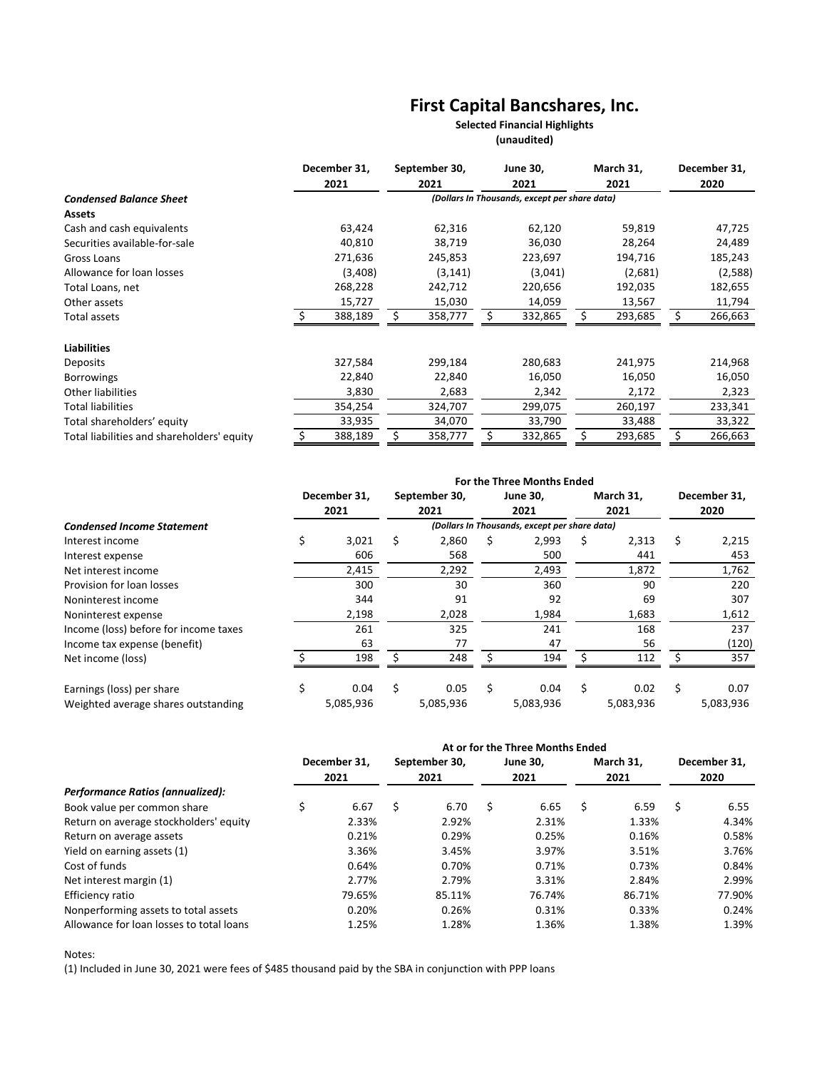# First Capital Bancshares, Inc.

**Selected Financial Highlights**

**(unaudited)**

| | December 31, 2021 | September 30, 2021 | June 30, 2021 | March 31, 2021 | December 31, 2020 |
|---|---|---|---|---|---|
| ***Condensed Balance Sheet*** | | | *(Dollars In Thousands, except per share data)* | | |
| **Assets** | | | | | |
| Cash and cash equivalents | 63,424 | 62,316 | 62,120 | 59,819 | 47,725 |
| Securities available-for-sale | 40,810 | 38,719 | 36,030 | 28,264 | 24,489 |
| Gross Loans | 271,636 | 245,853 | 223,697 | 194,716 | 185,243 |
| Allowance for loan losses | (3,408) | (3,141) | (3,041) | (2,681) | (2,588) |
| Total Loans, net | 268,228 | 242,712 | 220,656 | 192,035 | 182,655 |
| Other assets | 15,727 | 15,030 | 14,059 | 13,567 | 11,794 |
| Total assets | $ 388,189 | $ 358,777 | $ 332,865 | $ 293,685 | $ 266,663 |
| **Liabilities** | | | | | |
| Deposits | 327,584 | 299,184 | 280,683 | 241,975 | 214,968 |
| Borrowings | 22,840 | 22,840 | 16,050 | 16,050 | 16,050 |
| Other liabilities | 3,830 | 2,683 | 2,342 | 2,172 | 2,323 |
| Total liabilities | 354,254 | 324,707 | 299,075 | 260,197 | 233,341 |
| Total shareholders' equity | 33,935 | 34,070 | 33,790 | 33,488 | 33,322 |
| Total liabilities and shareholders' equity | $ 388,189 | $ 358,777 | $ 332,865 | $ 293,685 | $ 266,663 |

| | For the Three Months Ended | | | | |
|---|---|---|---|---|---|
| | December 31, 2021 | September 30, 2021 | June 30, 2021 | March 31, 2021 | December 31, 2020 |
| ***Condensed Income Statement*** | | | *(Dollars In Thousands, except per share data)* | | |
| Interest income | $ 3,021 | $ 2,860 | $ 2,993 | $ 2,313 | $ 2,215 |
| Interest expense | 606 | 568 | 500 | 441 | 453 |
| Net interest income | 2,415 | 2,292 | 2,493 | 1,872 | 1,762 |
| Provision for loan losses | 300 | 30 | 360 | 90 | 220 |
| Noninterest income | 344 | 91 | 92 | 69 | 307 |
| Noninterest expense | 2,198 | 2,028 | 1,984 | 1,683 | 1,612 |
| Income (loss) before for income taxes | 261 | 325 | 241 | 168 | 237 |
| Income tax expense (benefit) | 63 | 77 | 47 | 56 | (120) |
| Net income (loss) | $ 198 | $ 248 | $ 194 | $ 112 | $ 357 |
| Earnings (loss) per share | $ 0.04 | $ 0.05 | $ 0.04 | $ 0.02 | $ 0.07 |
| Weighted average shares outstanding | 5,085,936 | 5,085,936 | 5,083,936 | 5,083,936 | 5,083,936 |

| | At or for the Three Months Ended | | | | |
|---|---|---|---|---|---|
| | December 31, 2021 | September 30, 2021 | June 30, 2021 | March 31, 2021 | December 31, 2020 |
| ***Performance Ratios (annualized):*** | | | | | |
| Book value per common share | $ 6.67 | $ 6.70 | $ 6.65 | $ 6.59 | $ 6.55 |
| Return on average stockholders' equity | 2.33% | 2.92% | 2.31% | 1.33% | 4.34% |
| Return on average assets | 0.21% | 0.29% | 0.25% | 0.16% | 0.58% |
| Yield on earning assets (1) | 3.36% | 3.45% | 3.97% | 3.51% | 3.76% |
| Cost of funds | 0.64% | 0.70% | 0.71% | 0.73% | 0.84% |
| Net interest margin (1) | 2.77% | 2.79% | 3.31% | 2.84% | 2.99% |
| Efficiency ratio | 79.65% | 85.11% | 76.74% | 86.71% | 77.90% |
| Nonperforming assets to total assets | 0.20% | 0.26% | 0.31% | 0.33% | 0.24% |
| Allowance for loan losses to total loans | 1.25% | 1.28% | 1.36% | 1.38% | 1.39% |

Notes:

(1) Included in June 30, 2021 were fees of $485 thousand paid by the SBA in conjunction with PPP loans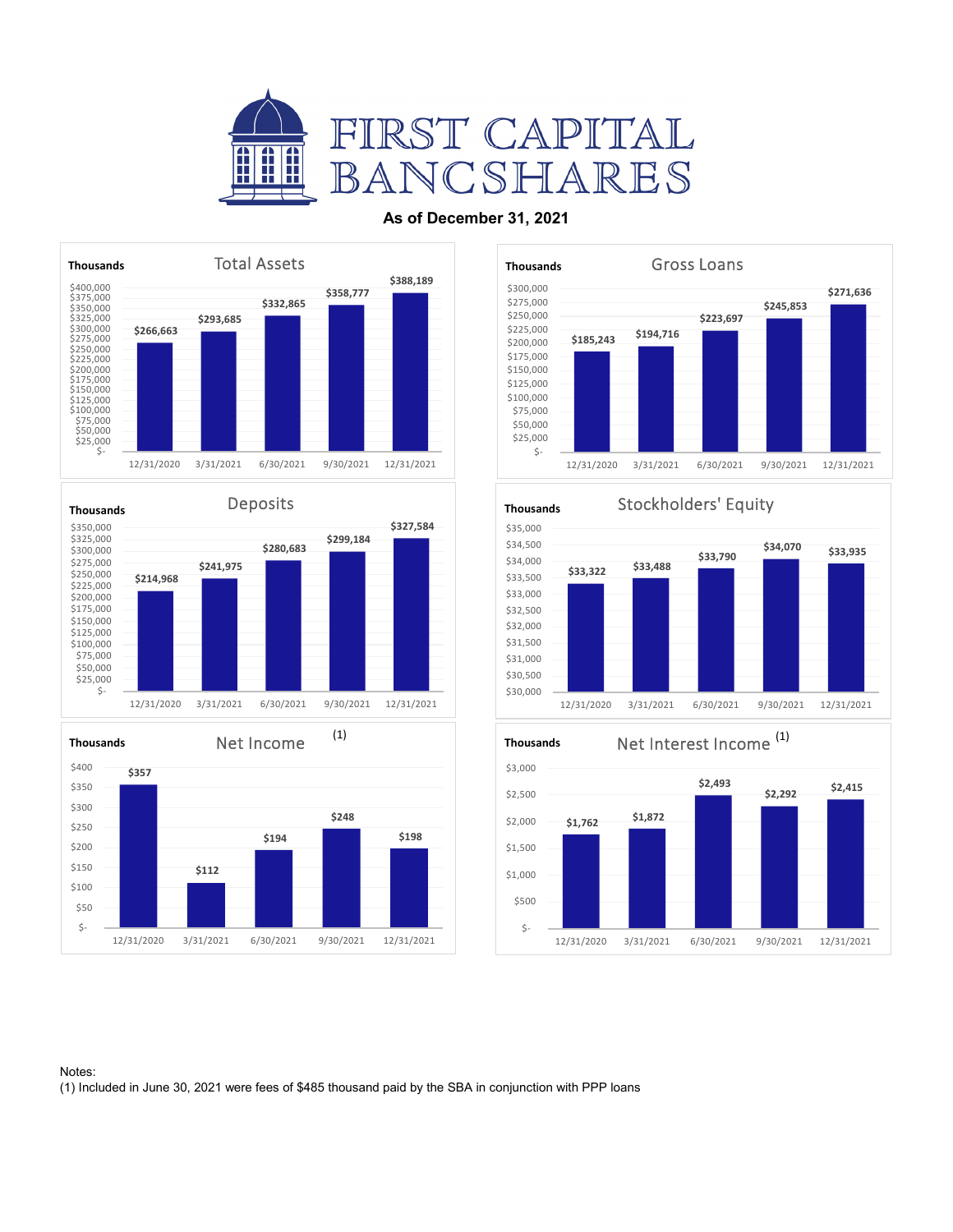# FIRST CAPITAL BANCSHARES

**As of December 31, 2021**

## Total Assets

Thousands

$400,000
$375,000
$350,000
$325,000
$300,000
$275,000
$250,000
$225,000
$200,000
$175,000
$150,000
$125,000
$100,000
$75,000
$50,000
$25,000
$-

$266,663
$293,685
$332,865
$358,777
$388,189

12/31/2020
3/31/2021
6/30/2021
9/30/2021
12/31/2021

## Gross Loans

Thousands

$300,000
$275,000
$250,000
$225,000
$200,000
$175,000
$150,000
$125,000
$100,000
$75,000
$50,000
$25,000
$-

$185,243
$194,716
$223,697
$245,853
$271,636

12/31/2020
3/31/2021
6/30/2021
9/30/2021
12/31/2021

## Deposits

Thousands

$350,000
$325,000
$300,000
$275,000
$250,000
$225,000
$200,000
$175,000
$150,000
$125,000
$100,000
$75,000
$50,000
$25,000
$-

$214,968
$241,975
$280,683
$299,184
$327,584

12/31/2020
3/31/2021
6/30/2021
9/30/2021
12/31/2021

## Stockholders' Equity

Thousands

$35,000
$34,500
$34,000
$33,500
$33,000
$32,500
$32,000
$31,500
$31,000
$30,500
$30,000

$33,322
$33,488
$33,790
$34,070
$33,935

12/31/2020
3/31/2021
6/30/2021
9/30/2021
12/31/2021

## Net Income (1)

Thousands

$400
$350
$300
$250
$200
$150
$100
$50
$-

$357
$112
$194
$248
$198

12/31/2020
3/31/2021
6/30/2021
9/30/2021
12/31/2021

## Net Interest Income (1)

Thousands

$3,000
$2,500
$2,000
$1,500
$1,000
$500
$-

$1,762
$1,872
$2,493
$2,292
$2,415

12/31/2020
3/31/2021
6/30/2021
9/30/2021
12/31/2021

Notes:
(1) Included in June 30, 2021 were fees of $485 thousand paid by the SBA in conjunction with PPP loans